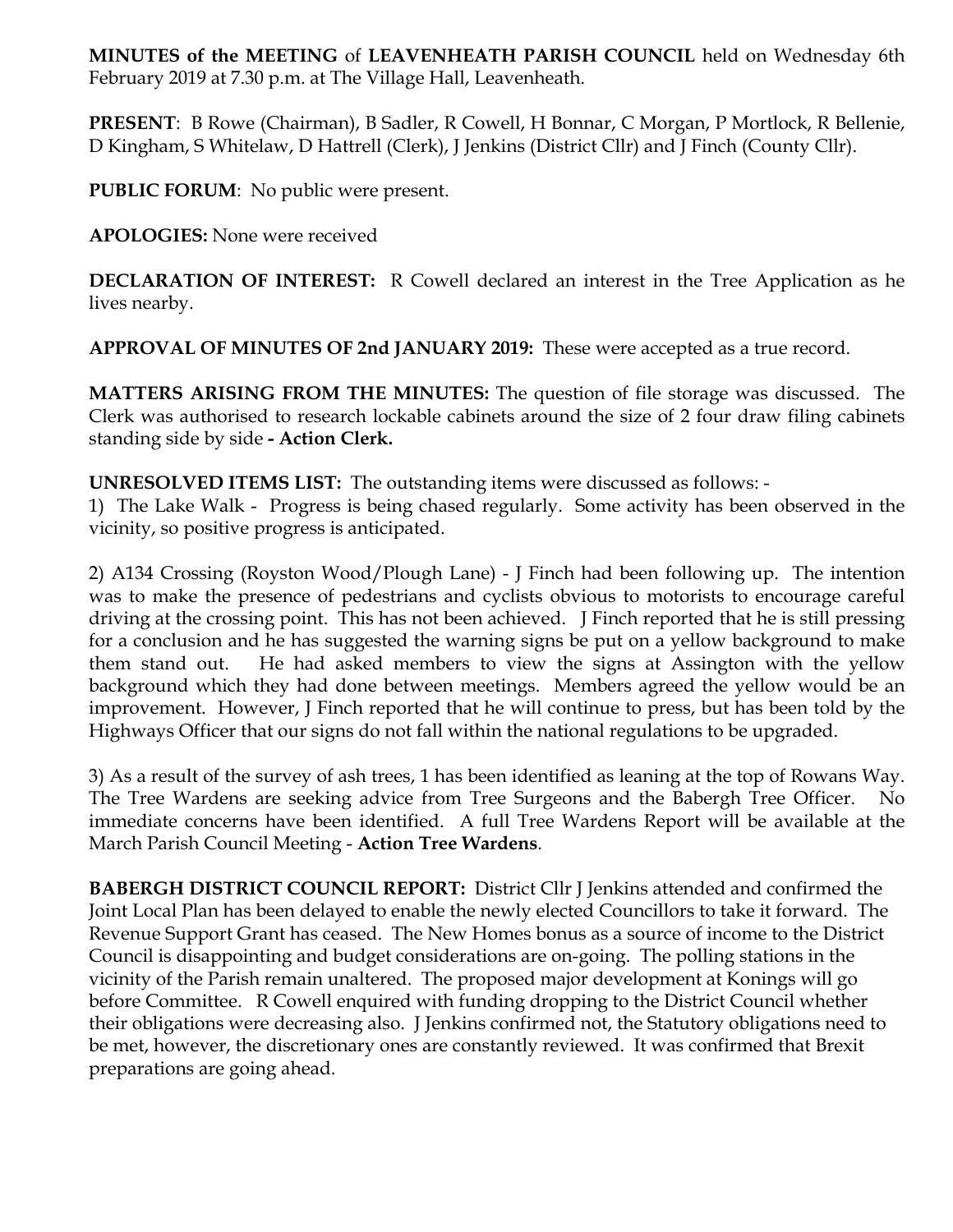**MINUTES of the MEETING** of **LEAVENHEATH PARISH COUNCIL** held on Wednesday 6th February 2019 at 7.30 p.m. at The Village Hall, Leavenheath.

**PRESENT**: B Rowe (Chairman), B Sadler, R Cowell, H Bonnar, C Morgan, P Mortlock, R Bellenie, D Kingham, S Whitelaw, D Hattrell (Clerk), J Jenkins (District Cllr) and J Finch (County Cllr).

**PUBLIC FORUM**: No public were present.

**APOLOGIES:** None were received

**DECLARATION OF INTEREST:** R Cowell declared an interest in the Tree Application as he lives nearby.

**APPROVAL OF MINUTES OF 2nd JANUARY 2019:** These were accepted as a true record.

**MATTERS ARISING FROM THE MINUTES:** The question of file storage was discussed. The Clerk was authorised to research lockable cabinets around the size of 2 four draw filing cabinets standing side by side **- Action Clerk.**

**UNRESOLVED ITEMS LIST:** The outstanding items were discussed as follows: -

1) The Lake Walk - Progress is being chased regularly. Some activity has been observed in the vicinity, so positive progress is anticipated.

2) A134 Crossing (Royston Wood/Plough Lane) - J Finch had been following up. The intention was to make the presence of pedestrians and cyclists obvious to motorists to encourage careful driving at the crossing point. This has not been achieved. J Finch reported that he is still pressing for a conclusion and he has suggested the warning signs be put on a yellow background to make them stand out. He had asked members to view the signs at Assington with the yellow background which they had done between meetings. Members agreed the yellow would be an improvement. However, J Finch reported that he will continue to press, but has been told by the Highways Officer that our signs do not fall within the national regulations to be upgraded.

3) As a result of the survey of ash trees, 1 has been identified as leaning at the top of Rowans Way. The Tree Wardens are seeking advice from Tree Surgeons and the Babergh Tree Officer. No immediate concerns have been identified. A full Tree Wardens Report will be available at the March Parish Council Meeting - **Action Tree Wardens**.

**BABERGH DISTRICT COUNCIL REPORT:** District Cllr J Jenkins attended and confirmed the Joint Local Plan has been delayed to enable the newly elected Councillors to take it forward. The Revenue Support Grant has ceased. The New Homes bonus as a source of income to the District Council is disappointing and budget considerations are on-going. The polling stations in the vicinity of the Parish remain unaltered. The proposed major development at Konings will go before Committee. R Cowell enquired with funding dropping to the District Council whether their obligations were decreasing also. J Jenkins confirmed not, the Statutory obligations need to be met, however, the discretionary ones are constantly reviewed. It was confirmed that Brexit preparations are going ahead.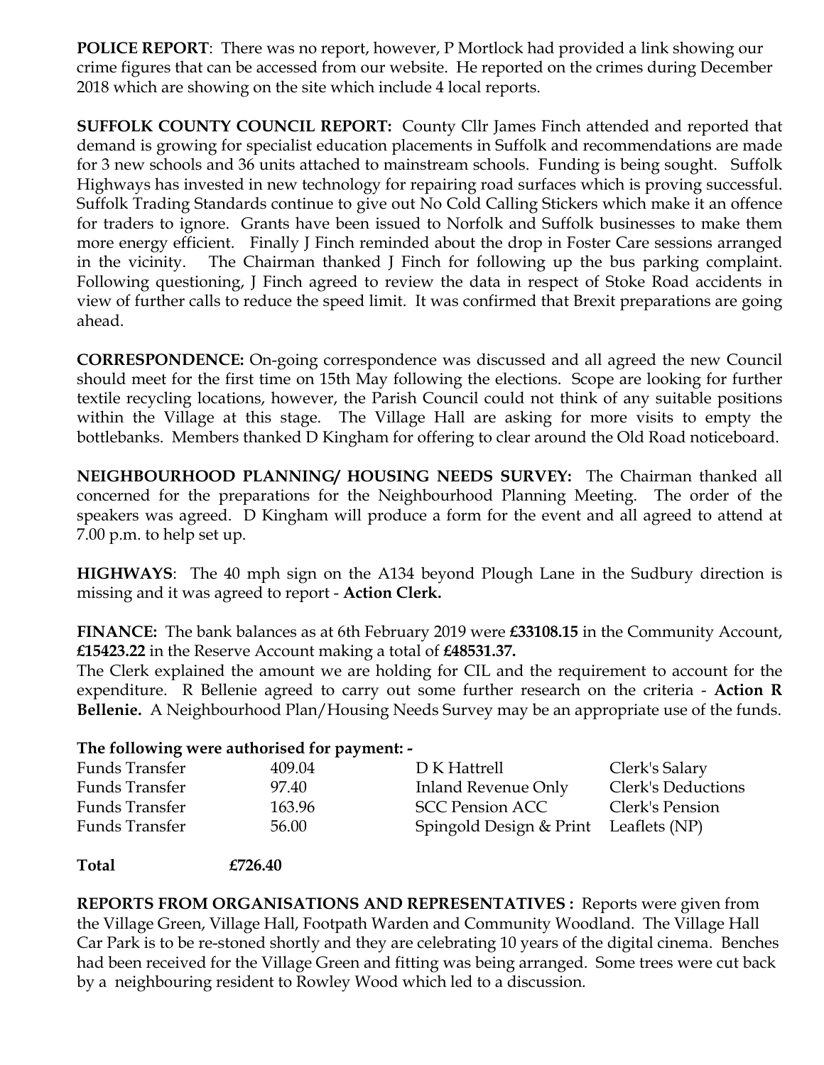**POLICE REPORT**: There was no report, however, P Mortlock had provided a link showing our crime figures that can be accessed from our website. He reported on the crimes during December 2018 which are showing on the site which include 4 local reports.

**SUFFOLK COUNTY COUNCIL REPORT:** County Cllr James Finch attended and reported that demand is growing for specialist education placements in Suffolk and recommendations are made for 3 new schools and 36 units attached to mainstream schools. Funding is being sought. Suffolk Highways has invested in new technology for repairing road surfaces which is proving successful. Suffolk Trading Standards continue to give out No Cold Calling Stickers which make it an offence for traders to ignore. Grants have been issued to Norfolk and Suffolk businesses to make them more energy efficient. Finally J Finch reminded about the drop in Foster Care sessions arranged in the vicinity. The Chairman thanked J Finch for following up the bus parking complaint. Following questioning, J Finch agreed to review the data in respect of Stoke Road accidents in view of further calls to reduce the speed limit. It was confirmed that Brexit preparations are going ahead.

**CORRESPONDENCE:** On-going correspondence was discussed and all agreed the new Council should meet for the first time on 15th May following the elections. Scope are looking for further textile recycling locations, however, the Parish Council could not think of any suitable positions within the Village at this stage. The Village Hall are asking for more visits to empty the bottlebanks. Members thanked D Kingham for offering to clear around the Old Road noticeboard.

**NEIGHBOURHOOD PLANNING/ HOUSING NEEDS SURVEY:** The Chairman thanked all concerned for the preparations for the Neighbourhood Planning Meeting. The order of the speakers was agreed. D Kingham will produce a form for the event and all agreed to attend at 7.00 p.m. to help set up.

**HIGHWAYS**: The 40 mph sign on the A134 beyond Plough Lane in the Sudbury direction is missing and it was agreed to report - **Action Clerk.**

**FINANCE:** The bank balances as at 6th February 2019 were **£33108.15** in the Community Account, **£15423.22** in the Reserve Account making a total of **£48531.37.**

The Clerk explained the amount we are holding for CIL and the requirement to account for the expenditure. R Bellenie agreed to carry out some further research on the criteria - **Action R Bellenie.** A Neighbourhood Plan/Housing Needs Survey may be an appropriate use of the funds.

**The following were authorised for payment: -**

| | | | |
|---|---|---|---|
| Funds Transfer | 409.04 | D K Hattrell | Clerk's Salary |
| Funds Transfer | 97.40 | Inland Revenue Only | Clerk's Deductions |
| Funds Transfer | 163.96 | SCC Pension ACC | Clerk's Pension |
| Funds Transfer | 56.00 | Spingold Design & Print | Leaflets (NP) |

**Total £726.40**

**REPORTS FROM ORGANISATIONS AND REPRESENTATIVES :** Reports were given from the Village Green, Village Hall, Footpath Warden and Community Woodland. The Village Hall Car Park is to be re-stoned shortly and they are celebrating 10 years of the digital cinema. Benches had been received for the Village Green and fitting was being arranged. Some trees were cut back by a neighbouring resident to Rowley Wood which led to a discussion.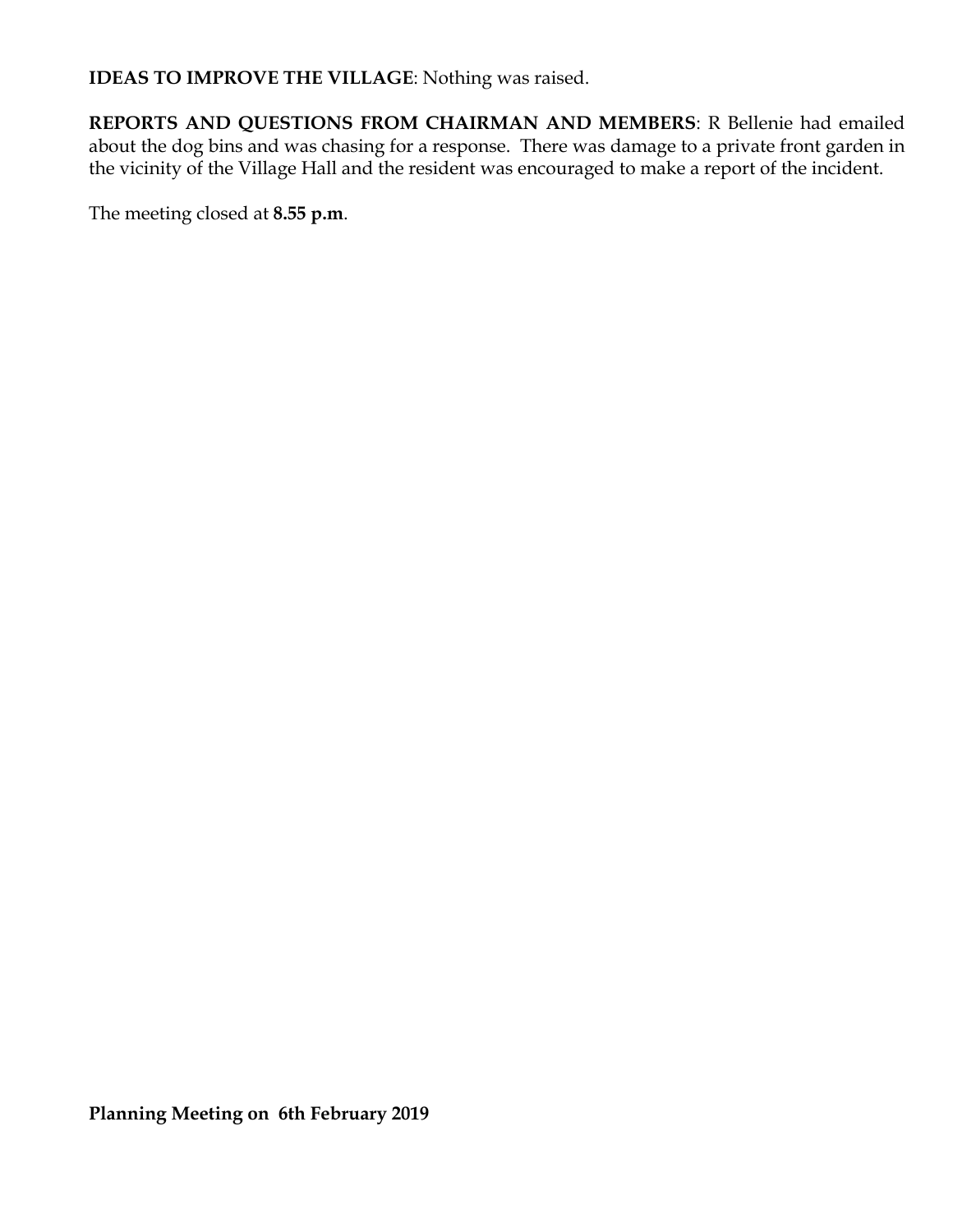**IDEAS TO IMPROVE THE VILLAGE**: Nothing was raised.

**REPORTS AND QUESTIONS FROM CHAIRMAN AND MEMBERS**: R Bellenie had emailed about the dog bins and was chasing for a response. There was damage to a private front garden in the vicinity of the Village Hall and the resident was encouraged to make a report of the incident.

The meeting closed at **8.55 p.m**.

**Planning Meeting on 6th February 2019**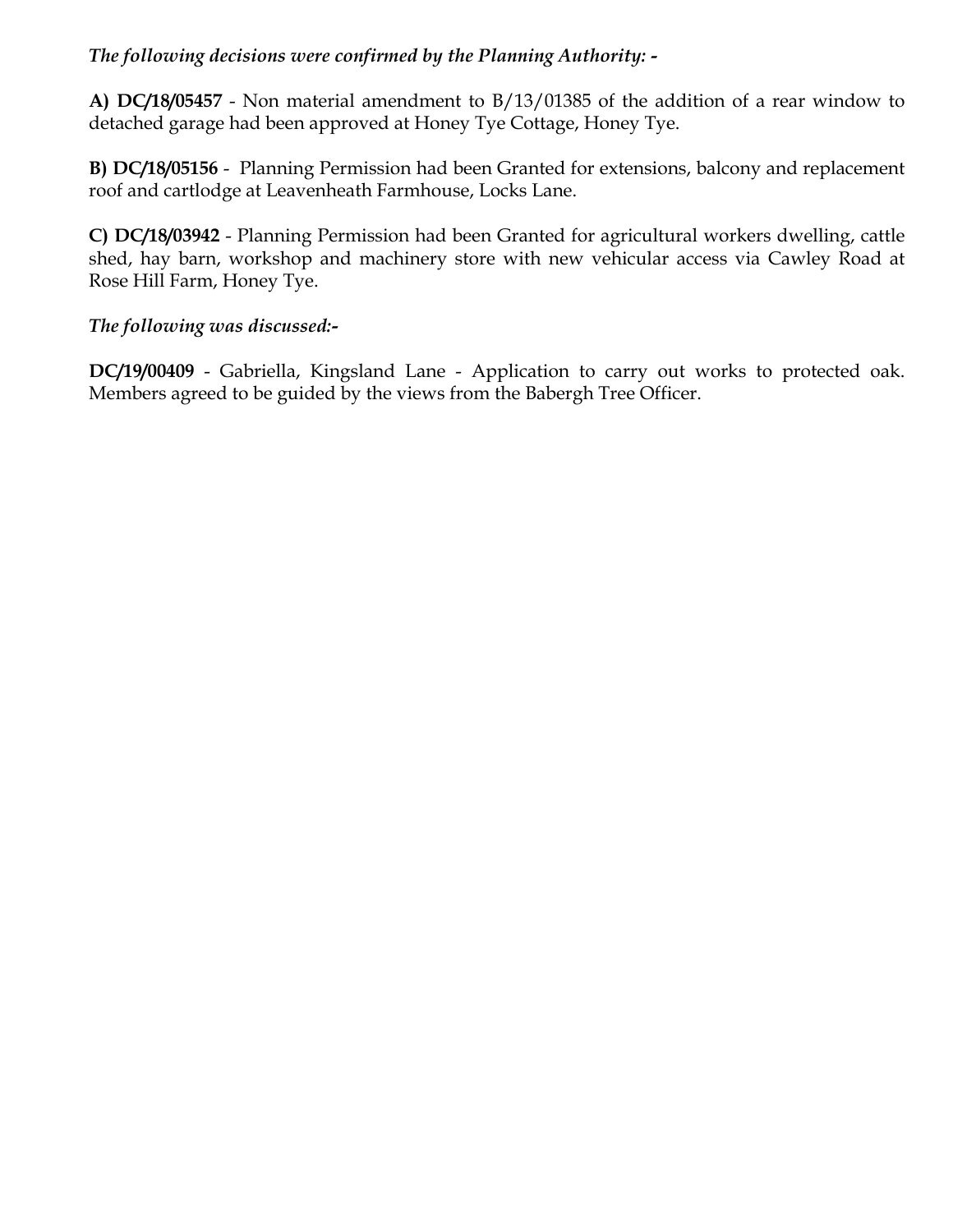*The following decisions were confirmed by the Planning Authority: -*

**A) DC/18/05457** - Non material amendment to B/13/01385 of the addition of a rear window to detached garage had been approved at Honey Tye Cottage, Honey Tye.

**B) DC/18/05156** - Planning Permission had been Granted for extensions, balcony and replacement roof and cartlodge at Leavenheath Farmhouse, Locks Lane.

**C) DC/18/03942** - Planning Permission had been Granted for agricultural workers dwelling, cattle shed, hay barn, workshop and machinery store with new vehicular access via Cawley Road at Rose Hill Farm, Honey Tye.

*The following was discussed:-*

**DC/19/00409** - Gabriella, Kingsland Lane - Application to carry out works to protected oak. Members agreed to be guided by the views from the Babergh Tree Officer.